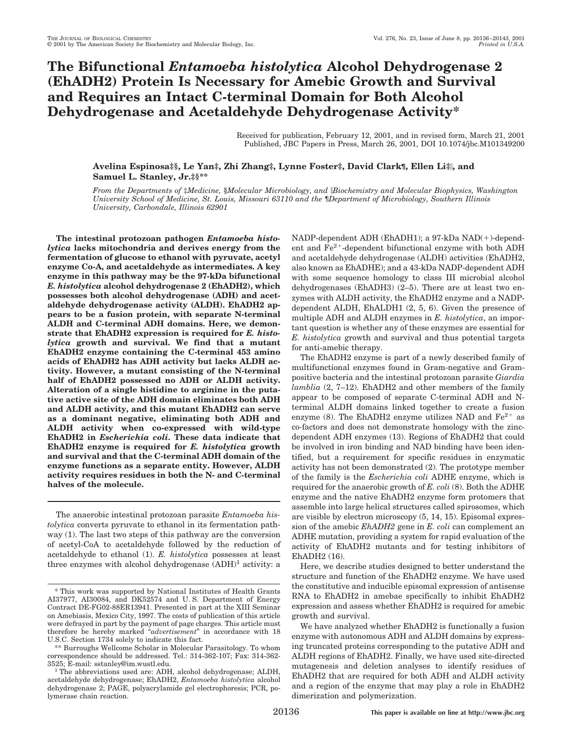# The Bifunctional *Entamoeba histolytica* Alcohol Dehydrogenase 2 (EhADH2) Protein Is Necessary for Amebic Growth and Survival and Requires an Intact C-terminal Domain for Both Alcohol Dehydrogenase and Acetaldehyde Dehydrogenase Activity*

Received for publication, February 12, 2001, and in revised form, March 21, 2001
Published, JBC Papers in Press, March 26, 2001, DOI 10.1074/jbc.M101349200

**Avelina Espinosa‡§, Le Yan‡, Zhi Zhang‡, Lynne Foster‡, David Clark¶, Ellen Li‡∥, and Samuel L. Stanley, Jr.‡§****

*From the Departments of ‡Medicine, §Molecular Microbiology, and ∥Biochemistry and Molecular Biophysics, Washington University School of Medicine, St. Louis, Missouri 63110 and the ¶Department of Microbiology, Southern Illinois University, Carbondale, Illinois 62901*

**The intestinal protozoan pathogen *Entamoeba histolytica* lacks mitochondria and derives energy from the fermentation of glucose to ethanol with pyruvate, acetyl enzyme Co-A, and acetaldehyde as intermediates. A key enzyme in this pathway may be the 97-kDa bifunctional *E. histolytica* alcohol dehydrogenase 2 (EhADH2), which possesses both alcohol dehydrogenase (ADH) and acetaldehyde dehydrogenase activity (ALDH). EhADH2 appears to be a fusion protein, with separate N-terminal ALDH and C-terminal ADH domains. Here, we demonstrate that EhADH2 expression is required for *E. histolytica* growth and survival. We find that a mutant EhADH2 enzyme containing the C-terminal 453 amino acids of EhADH2 has ADH activity but lacks ALDH activity. However, a mutant consisting of the N-terminal half of EhADH2 possessed no ADH or ALDH activity. Alteration of a single histidine to arginine in the putative active site of the ADH domain eliminates both ADH and ALDH activity, and this mutant EhADH2 can serve as a dominant negative, eliminating both ADH and ALDH activity when co-expressed with wild-type EhADH2 in *Escherichia coli*. These data indicate that EhADH2 enzyme is required for *E. histolytica* growth and survival and that the C-terminal ADH domain of the enzyme functions as a separate entity. However, ALDH activity requires residues in both the N- and C-terminal halves of the molecule.**

The anaerobic intestinal protozoan parasite *Entamoeba histolytica* converts pyruvate to ethanol in its fermentation pathway (1). The last two steps of this pathway are the conversion of acetyl-CoA to acetaldehyde followed by the reduction of acetaldehyde to ethanol (1). *E. histolytica* possesses at least three enzymes with alcohol dehydrogenase (ADH)[1] activity: a NADP-dependent ADH (EhADH1); a 97-kDa NAD(+)-dependent and $Fe^{2+}$-dependent bifunctional enzyme with both ADH and acetaldehyde dehydrogenase (ALDH) activities (EhADH2, also known as EhADHE); and a 43-kDa NADP-dependent ADH with some sequence homology to class III microbial alcohol dehydrogenases (EhADH3) (2–5). There are at least two enzymes with ALDH activity, the EhADH2 enzyme and a NADP-dependent ALDH, EhALDH1 (2, 5, 6). Given the presence of multiple ADH and ALDH enzymes in *E. histolytica*, an important question is whether any of these enzymes are essential for *E. histolytica* growth and survival and thus potential targets for anti-amebic therapy.

The EhADH2 enzyme is part of a newly described family of multifunctional enzymes found in Gram-negative and Gram-positive bacteria and the intestinal protozoan parasite *Giardia lamblia* (2, 7–12). EhADH2 and other members of the family appear to be composed of separate C-terminal ADH and N-terminal ALDH domains linked together to create a fusion enzyme (8). The EhADH2 enzyme utilizes NAD and $Fe^{2+}$ as co-factors and does not demonstrate homology with the zinc-dependent ADH enzymes (13). Regions of EhADH2 that could be involved in iron binding and NAD binding have been identified, but a requirement for specific residues in enzymatic activity has not been demonstrated (2). The prototype member of the family is the *Escherichia coli* ADHE enzyme, which is required for the anaerobic growth of *E. coli* (8). Both the ADHE enzyme and the native EhADH2 enzyme form protomers that assemble into large helical structures called spirosomes, which are visible by electron microscopy (5, 14, 15). Episomal expression of the amebic *EhADH2* gene in *E. coli* can complement an ADHE mutation, providing a system for rapid evaluation of the activity of EhADH2 mutants and for testing inhibitors of EhADH2 (16).

Here, we describe studies designed to better understand the structure and function of the EhADH2 enzyme. We have used the constitutive and inducible episomal expression of antisense RNA to EhADH2 in amebae specifically to inhibit EhADH2 expression and assess whether EhADH2 is required for amebic growth and survival.

We have analyzed whether EhADH2 is functionally a fusion enzyme with autonomous ADH and ALDH domains by expressing truncated proteins corresponding to the putative ADH and ALDH regions of EhADH2. Finally, we have used site-directed mutagenesis and deletion analyses to identify residues of EhADH2 that are required for both ADH and ALDH activity and a region of the enzyme that may play a role in EhADH2 dimerization and polymerization.

---

\* This work was supported by National Institutes of Health Grants AI37977, AI30084, and DK52574 and U. S. Department of Energy Contract DE-FG02-88ER13941. Presented in part at the XIII Seminar on Amebiasis, Mexico City, 1997. The costs of publication of this article were defrayed in part by the payment of page charges. This article must therefore be hereby marked "*advertisement*" in accordance with 18 U.S.C. Section 1734 solely to indicate this fact.

\*\* Burroughs Wellcome Scholar in Molecular Parasitology. To whom correspondence should be addressed. Tel.: 314-362-107; Fax: 314-362-3525; E-mail: sstanley@im.wustl.edu.

[1] The abbreviations used are: ADH, alcohol dehydrogenase; ALDH, acetaldehyde dehydrogenase; EhADH2, *Entamoeba histolytica* alcohol dehydrogenase 2; PAGE, polyacrylamide gel electrophoresis; PCR, polymerase chain reaction.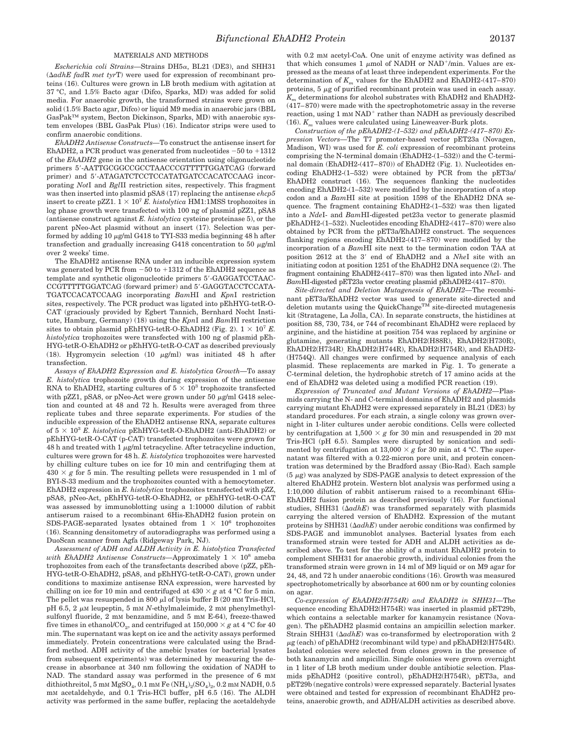## MATERIALS AND METHODS

*Escherichia coli Strains*—Strains DH5α, BL21 (DE3), and SHH31 (Δ*adhE fadR met tyrT*) were used for expression of recombinant proteins (16). Cultures were grown in LB broth medium with agitation at 37 °C, and 1.5% Bacto agar (Difco, Sparks, MD) was added for solid media. For anaerobic growth, the transformed strains were grown on solid (1.5% Bacto agar, Difco) or liquid M9 media in anaerobic jars (BBL GasPak™ system, Becton Dickinson, Sparks, MD) with anaerobic system envelopes (BBL GasPak Plus) (16). Indicator strips were used to confirm anaerobic conditions.

*EhADH2 Antisense Constructs*—To construct the antisense insert for EhADH2, a PCR product was generated from nucleotides −50 to +1312 of the *EhADH2* gene in the antisense orientation using oligonucleotide primers 5′-AATTGCGGCCGCCTAACCCGTTTTTGGATCAG (forward primer) and 5′-ATAGATCTCCTCCATATGATCCACATCCAAG incorporating *Not*I and *Bgl*II restriction sites, respectively. This fragment was then inserted into plasmid pSA8 (17) replacing the antisense *ehcp5* insert to create pZZ1. $1 \times 10^7$ *E. histolytica* HM1:1MSS trophozoites in log phase growth were transfected with 100 ng of plasmid pZZ1, pSA8 (antisense construct against *E. histolytica* cysteine proteinase 5), or the parent pNeo-Act plasmid without an insert (17). Selection was performed by adding 10 μg/ml G418 to TYI-S33 media beginning 48 h after transfection and gradually increasing G418 concentration to 50 μg/ml over 2 weeks' time.

The EhADH2 antisense RNA under an inducible expression system was generated by PCR from −50 to +1312 of the EhADH2 sequence as template and synthetic oligonucleotide primers 5′-GAGGATCCTAACCCGTTTTTGGATCAG (forward primer) and 5′-GAGGTACCTCCATATGATCCACATCCAAG incorporating *Bam*HI and *Kpn*I restriction sites, respectively. The PCR product was ligated into pEhHYG-tetR-O-CAT (graciously provided by Egbert Tannich, Bernhard Nocht Institute, Hamburg, Germany) (18) using the *Kpn*I and *Bam*HI restriction sites to obtain plasmid pEhHYG-tetR-O-EhADH2 (Fig. 2). $1 \times 10^7$ *E. histolytica* trophozoites were transfected with 100 ng of plasmid pEhHYG-tetR-O-EhADH2 or pEhHYG-tetR-O-CAT as described previously (18). Hygromycin selection (10 μg/ml) was initiated 48 h after transfection.

*Assays of EhADH2 Expression and E. histolytica Growth*—To assay *E. histolytica* trophozoite growth during expression of the antisense RNA to EhADH2, starting cultures of $5 \times 10^3$ trophozoite transfected with pZZ1, pSA8, or pNeo-Act were grown under 50 μg/ml G418 selection and counted at 48 and 72 h. Results were averaged from three replicate tubes and three separate experiments. For studies of the inducible expression of the EhADH2 antisense RNA, separate cultures of $5 \times 10^3$ *E. histolytica* pEhHYG-tetR-O-EhADH2 (anti-EhADH2) or pEhHYG-tetR-O-CAT (p-CAT) transfected trophozoites were grown for 48 h and treated with 1 μg/ml tetracycline. After tetracycline induction, cultures were grown for 48 h. *E. histolytica* trophozoites were harvested by chilling culture tubes on ice for 10 min and centrifuging them at $430 \times g$ for 5 min. The resulting pellets were resuspended in 1 ml of BYI-S-33 medium and the trophozoites counted with a hemocytometer. EhADH2 expression in *E. histolytica* trophozoites transfected with pZZ, pSA8, pNeo-Act, pEhHYG-tetR-O-EhADH2, or pEhHYG-tetR-O-CAT was assessed by immunoblotting using a 1:10000 dilution of rabbit antiserum raised to a recombinant 6His-EhADH2 fusion protein on SDS-PAGE-separated lysates obtained from $1 \times 10^6$ trophozoites (16). Scanning densitometry of autoradiographs was performed using a DuoScan scanner from Agfa (Ridgeway Park, NJ).

*Assessment of ADH and ALDH Activity in E. histolytica Transfected with EhADH2 Antisense Constructs*—Approximately $1 \times 10^8$ ameba trophozoites from each of the transfectants described above (pZZ, pEhHYG-tetR-O-EhADH2, pSA8, and pEhHYG-tetR-O-CAT), grown under conditions to maximize antisense RNA expression, were harvested by chilling on ice for 10 min and centrifuged at $430 \times g$ at 4 °C for 5 min. The pellet was resuspended in 800 μl of lysis buffer B (20 mM Tris-HCl, pH 6.5, 2 μM leupeptin, 5 mM *N*-ethylmaleimide, 2 mM phenylmethylsulfonyl fluoride, 2 mM benzamidine, and 5 mM E-64), freeze-thawed five times in ethanol/$CO_2$, and centrifuged at $150{,}000 \times g$ at 4 °C for 40 min. The supernatant was kept on ice and the activity assays performed immediately. Protein concentrations were calculated using the Bradford method. ADH activity of the amebic lysates (or bacterial lysates from subsequent experiments) was determined by measuring the decrease in absorbance at 340 nm following the oxidation of NADH to NAD. The standard assay was performed in the presence of 6 mM dithiothreitol, 5 mM $MgSO_4$, 0.1 mM Fe $(NH_4)_2(SO_4)_2$, 0.2 mM NADH, 0.5 mM acetaldehyde, and 0.1 Tris-HCl buffer, pH 6.5 (16). The ALDH activity was performed in the same buffer, replacing the acetaldehyde with 0.2 mM acetyl-CoA. One unit of enzyme activity was defined as that which consumes 1 μmol of NADH or $NAD^+$/min. Values are expressed as the means of at least three independent experiments. For the determination of $K_m$ values for the EhADH2 and EhADH2-(417–870) proteins, 5 μg of purified recombinant protein was used in each assay. $K_m$ determinations for alcohol substrates with EhADH2 and EhADH2-(417–870) were made with the spectrophotometric assay in the reverse reaction, using 1 mM $NAD^+$ rather than NADH as previously described (16). $K_m$ values were calculated using Lineweaver-Burk plots.

*Construction of the pEhADH2-(1–532) and pEhADH2-(417–870) Expression Vectors*—The T7 promoter-based vector pET23a (Novagen, Madison, WI) was used for *E. coli* expression of recombinant proteins comprising the N-terminal domain (EhADH2-(1–532)) and the C-terminal domain (EhADH2-(417–870)) of EhADH2 (Fig. 1). Nucleotides encoding EhADH2-(1–532) were obtained by PCR from the pET3a/EhADH2 construct (16). The sequences flanking the nucleotides encoding EhADH2-(1–532) were modified by the incorporation of a stop codon and a *Bam*HI site at position 1598 of the EhADH2 DNA sequence. The fragment containing EhADH2-(1–532) was then ligated into a *Nde*I- and *Bam*HI-digested pet23a vector to generate plasmid pEhADH2-(1–532). Nucleotides encoding EhADH2-(417–870) were also obtained by PCR from the pET3a/EhADH2 construct. The sequences flanking regions encoding EhADH2-(417–870) were modified by the incorporation of a *Bam*HI site next to the termination codon TAA at position 2612 at the 3′ end of EhADH2 and a *Nhe*I site with an initiating codon at position 1251 of the EhADH2 DNA sequence (2). The fragment containing EhADH2-(417–870) was then ligated into *Nhe*I- and *Bam*HI-digested pET23a vector creating plasmid pEhADH2-(417–870).

*Site-directed and Deletion Mutagenesis of EhADH2*—The recombinant pET3a/EhADH2 vector was used to generate site-directed and deletion mutants using the QuickChange™ site-directed mutagenesis kit (Stratagene, La Jolla, CA). In separate constructs, the histidines at position 88, 730, 734, or 744 of recombinant EhADH2 were replaced by arginine, and the histidine at position 754 was replaced by arginine or glutamine, generating mutants EhADH2(H88R), EhADH2(H730R), EhADH2(H734R), EhADH2(H744R), EhADH2(H754R), and EhADH2-(H754Q). All changes were confirmed by sequence analysis of each plasmid. These replacements are marked in Fig. 1. To generate a C-terminal deletion, the hydrophobic stretch of 17 amino acids at the end of EhADH2 was deleted using a modified PCR reaction (19).

*Expression of Truncated and Mutant Versions of EhADH2*—Plasmids carrying the N- and C-terminal domains of EhADH2 and plasmids carrying mutant EhADH2 were expressed separately in BL21 (DE3) by standard procedures. For each strain, a single colony was grown overnight in 1-liter cultures under aerobic conditions. Cells were collected by centrifugation at $1{,}500 \times g$ for 30 min and resuspended in 20 mM Tris-HCl (pH 6.5). Samples were disrupted by sonication and sedimented by centrifugation at $13{,}000 \times g$ for 30 min at 4 °C. The supernatant was filtered with a 0.22-micron pore unit, and protein concentration was determined by the Bradford assay (Bio-Rad). Each sample (5 μg) was analyzed by SDS-PAGE analysis to detect expression of the altered EhADH2 protein. Western blot analysis was performed using a 1:10,000 dilution of rabbit antiserum raised to a recombinant 6His-EhADH2 fusion protein as described previously (16). For functional studies, SHH31 (Δ*adhE*) was transformed separately with plasmids carrying the altered version of EhADH2. Expression of the mutant proteins by SHH31 (Δ*adhE*) under aerobic conditions was confirmed by SDS-PAGE and immunoblot analyses. Bacterial lysates from each transformed strain were tested for ADH and ALDH activities as described above. To test for the ability of a mutant EhADH2 protein to complement SHH31 for anaerobic growth, individual colonies from the transformed strain were grown in 14 ml of M9 liquid or on M9 agar for 24, 48, and 72 h under anaerobic conditions (16). Growth was measured spectrophotometrically by absorbance at 600 nm or by counting colonies on agar.

*Co-expression of EhADH2(H754R) and EhADH2 in SHH31*—The sequence encoding EhADH2(H754R) was inserted in plasmid pET29b, which contains a selectable marker for kanamycin resistance (Novagen). The pEhADH2 plasmid contains an ampicillin selection marker. Strain SHH31 (Δ*adhE*) was co-transformed by electroporation with 2 μg (each) of pEhADH2 (recombinant wild type) and pEhADH2(H754R). Isolated colonies were selected from clones grown in the presence of both kanamycin and ampicillin. Single colonies were grown overnight in 1 liter of LB broth medium under double antibiotic selection. Plasmids pEhADH2 (positive control), pEhADH2(H754R), pET3a, and pET29b (negative controls) were expressed separately. Bacterial lysates were obtained and tested for expression of recombinant EhADH2 proteins, anaerobic growth, and ADH/ALDH activities as described above.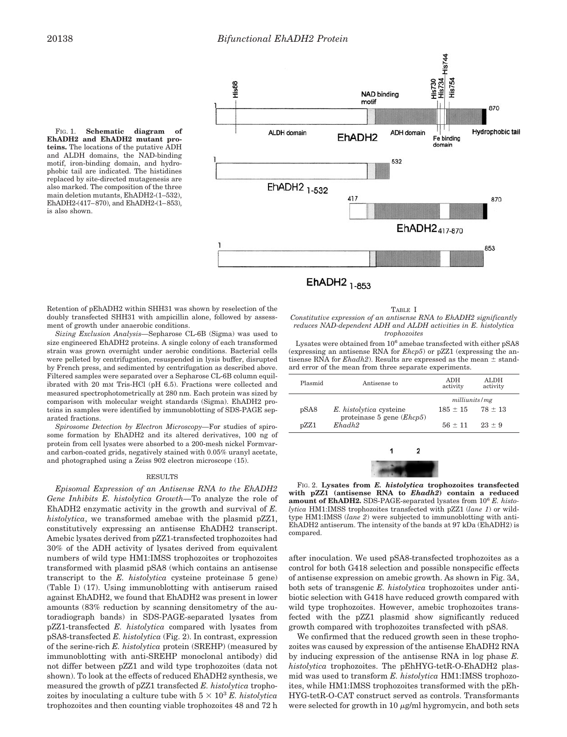FIG. 1. **Schematic diagram of EhADH2 and EhADH2 mutant proteins.** The locations of the putative ADH and ALDH domains, the NAD-binding motif, iron-binding domain, and hydrophobic tail are indicated. The histidines replaced by site-directed mutagenesis are also marked. The composition of the three main deletion mutants, EhADH2-(1–532), EhADH2-(417–870), and EhADH2-(1–853), is also shown.

Retention of pEhADH2 within SHH31 was shown by reselection of the doubly transfected SHH31 with ampicillin alone, followed by assessment of growth under anaerobic conditions.

*Sizing Exclusion Analysis*—Sepharose CL-6B (Sigma) was used to size engineered EhADH2 proteins. A single colony of each transformed strain was grown overnight under aerobic conditions. Bacterial cells were pelleted by centrifugation, resuspended in lysis buffer, disrupted by French press, and sedimented by centrifugation as described above. Filtered samples were separated over a Sepharose CL-6B column equilibrated with 20 mM Tris-HCl (pH 6.5). Fractions were collected and measured spectrophotometrically at 280 nm. Each protein was sized by comparison with molecular weight standards (Sigma). EhADH2 proteins in samples were identified by immunoblotting of SDS-PAGE separated fractions.

*Spirosome Detection by Electron Microscopy*—For studies of spirosome formation by EhADH2 and its altered derivatives, 100 ng of protein from cell lysates were absorbed to a 200-mesh nickel Formvar- and carbon-coated grids, negatively stained with 0.05% uranyl acetate, and photographed using a Zeiss 902 electron microscope (15).

## RESULTS

*Episomal Expression of an Antisense RNA to the EhADH2 Gene Inhibits E. histolytica Growth*—To analyze the role of EhADH2 enzymatic activity in the growth and survival of *E. histolytica*, we transformed amebae with the plasmid pZZ1, constitutively expressing an antisense EhADH2 transcript. Amebic lysates derived from pZZ1-transfected trophozoites had 30% of the ADH activity of lysates derived from equivalent numbers of wild type HM1:IMSS trophozoites or trophozoites transformed with plasmid pSA8 (which contains an antisense transcript to the *E. histolytica* cysteine proteinase 5 gene) (Table I) (17). Using immunoblotting with antiserum raised against EhADH2, we found that EhADH2 was present in lower amounts (83% reduction by scanning densitometry of the autoradiograph bands) in SDS-PAGE-separated lysates from pZZ1-transfected *E. histolytica* compared with lysates from pSA8-transfected *E. histolytica* (Fig. 2). In contrast, expression of the serine-rich *E. histolytica* protein (SREHP) (measured by immunoblotting with anti-SREHP monoclonal antibody) did not differ between pZZ1 and wild type trophozoites (data not shown). To look at the effects of reduced EhADH2 synthesis, we measured the growth of pZZ1 transfected *E. histolytica* trophozoites by inoculating a culture tube with $5 \times 10^3$ *E. histolytica* trophozoites and then counting viable trophozoites 48 and 72 h after inoculation. We used pSA8-transfected trophozoites as a control for both G418 selection and possible nonspecific effects of antisense expression on amebic growth. As shown in Fig. 3*A*, both sets of transgenic *E. histolytica* trophozoites under antibiotic selection with G418 have reduced growth compared with wild type trophozoites. However, amebic trophozoites transfected with the pZZ1 plasmid show significantly reduced growth compared with trophozoites transfected with pSA8.

We confirmed that the reduced growth seen in these trophozoites was caused by expression of the antisense EhADH2 RNA by inducing expression of the antisense RNA in log phase *E. histolytica* trophozoites. The pEhHYG-tetR-O-EhADH2 plasmid was used to transform *E. histolytica* HM1:IMSS trophozoites, while HM1:IMSS trophozoites transformed with the pEhHYG-tetR-O-CAT construct served as controls. Transformants were selected for growth in 10 μg/ml hygromycin, and both sets

TABLE I

*Constitutive expression of an antisense RNA to EhADH2 significantly reduces NAD-dependent ADH and ALDH activities in E. histolytica trophozoites*

Lysates were obtained from $10^6$ amebae transfected with either pSA8 (expressing an antisense RNA for *Ehcp5*) or pZZ1 (expressing the antisense RNA for *Ehadh2*). Results are expressed as the mean ± standard error of the mean from three separate experiments.

| Plasmid | Antisense to | ADH activity | ALDH activity |
|---|---|---|---|
| | | *milliunits/mg* | |
| pSA8 | *E. histolytica* cysteine proteinase 5 gene (*Ehcp5*) | 185 ± 15 | 78 ± 13 |
| pZZ1 | *Ehadh2* | 56 ± 11 | 23 ± 9 |

FIG. 2. **Lysates from *E. histolytica* trophozoites transfected with pZZ1 (antisense RNA to *Ehadh2*) contain a reduced amount of EhADH2.** SDS-PAGE-separated lysates from $10^6$ *E. histolytica* HM1:IMSS trophozoites transfected with pZZ1 (*lane 1*) or wild-type HM1:IMSS (*lane 2*) were subjected to immunoblotting with anti-EhADH2 antiserum. The intensity of the bands at 97 kDa (EhADH2) is compared.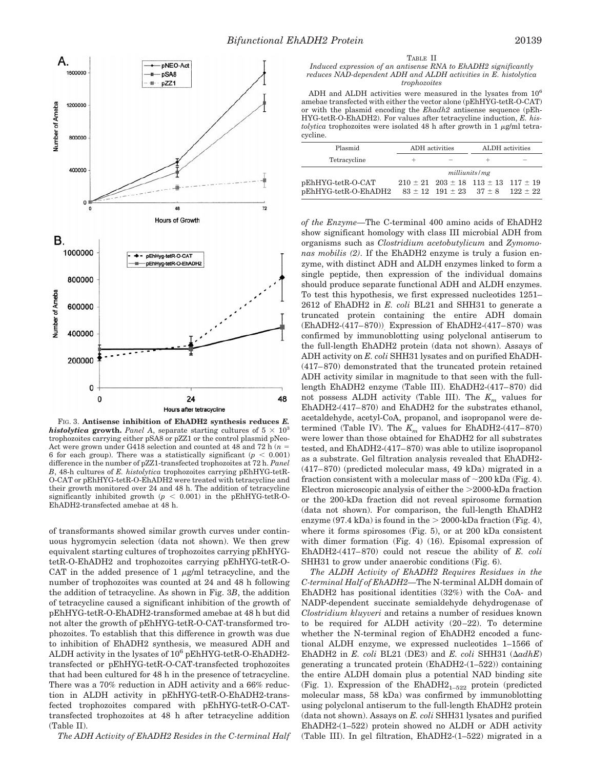FIG. 3. **Antisense inhibition of EhADH2 synthesis reduces *E. histolytica* growth.** *Panel A*, separate starting cultures of $5 \times 10^3$ trophozoites carrying either pSA8 or pZZ1 or the control plasmid pNeo-Act were grown under G418 selection and counted at 48 and 72 h ($n = 6$ for each group). There was a statistically significant ($p < 0.001$) difference in the number of pZZ1-transfected trophozoites at 72 h. *Panel B*, 48-h cultures of *E. histolytica* trophozoites carrying pEhHYG-tetR-O-CAT or pEhHYG-tetR-O-EhADH2 were treated with tetracycline and their growth monitored over 24 and 48 h. The addition of tetracycline significantly inhibited growth ($p < 0.001$) in the pEhHYG-tetR-O-EhADH2-transfected amebae at 48 h.

of transformants showed similar growth curves under continuous hygromycin selection (data not shown). We then grew equivalent starting cultures of trophozoites carrying pEhHYG-tetR-O-EhADH2 and trophozoites carrying pEhHYG-tetR-O-CAT in the added presence of 1 μg/ml tetracycline, and the number of trophozoites was counted at 24 and 48 h following the addition of tetracycline. As shown in Fig. 3*B*, the addition of tetracycline caused a significant inhibition of the growth of pEhHYG-tetR-O-EhADH2-transformed amebae at 48 h but did not alter the growth of pEhHYG-tetR-O-CAT-transformed trophozoites. To establish that this difference in growth was due to inhibition of EhADH2 synthesis, we measured ADH and ALDH activity in the lysates of $10^6$ pEhHYG-tetR-O-EhADH2-transfected or pEhHYG-tetR-O-CAT-transfected trophozoites that had been cultured for 48 h in the presence of tetracycline. There was a 70% reduction in ADH activity and a 66% reduction in ALDH activity in pEhHYG-tetR-O-EhADH2-transfected trophozoites compared with pEhHYG-tetR-O-CAT-transfected trophozoites at 48 h after tetracycline addition (Table II).

TABLE II
*Induced expression of an antisense RNA to EhADH2 significantly reduces NAD-dependent ADH and ALDH activities in E. histolytica trophozoites*

ADH and ALDH activities were measured in the lysates from $10^6$ amebae transfected with either the vector alone (pEhHYG-tetR-O-CAT) or with the plasmid encoding the *Ehadh2* antisense sequence (pEhHYG-tetR-O-EhADH2). For values after tetracycline induction, *E. histolytica* trophozoites were isolated 48 h after growth in 1 μg/ml tetracycline.

| Plasmid | ADH activities | | ALDH activities | |
|---|---|---|---|---|
| Tetracycline | + | − | + | − |
| | *milliunits/mg* | | | |
| pEhHYG-tetR-O-CAT | 210 ± 21 | 203 ± 18 | 113 ± 13 | 117 ± 19 |
| pEhHYG-tetR-O-EhADH2 | 83 ± 12 | 191 ± 23 | 37 ± 8 | 122 ± 22 |

*The ADH Activity of EhADH2 Resides in the C-terminal Half of the Enzyme*—The C-terminal 400 amino acids of EhADH2 show significant homology with class III microbial ADH from organisms such as *Clostridium acetobutylicum* and *Zymomonas mobilis (2)*. If the EhADH2 enzyme is truly a fusion enzyme, with distinct ADH and ALDH enzymes linked to form a single peptide, then expression of the individual domains should produce separate functional ADH and ALDH enzymes. To test this hypothesis, we first expressed nucleotides 1251–2612 of EhADH2 in *E. coli* BL21 and SHH31 to generate a truncated protein containing the entire ADH domain (EhADH2-(417–870)). Expression of EhADH2-(417–870) was confirmed by immunoblotting using polyclonal antiserum to the full-length EhADH2 protein (data not shown). Assays of ADH activity on *E. coli* SHH31 lysates and on purified EhADH-(417–870) demonstrated that the truncated protein retained ADH activity similar in magnitude to that seen with the full-length EhADH2 enzyme (Table III). EhADH2-(417–870) did not possess ALDH activity (Table III). The $K_m$ values for EhADH2-(417–870) and EhADH2 for the substrates ethanol, acetaldehyde, acetyl-CoA, propanol, and isopropanol were determined (Table IV). The $K_m$ values for EhADH2-(417–870) were lower than those obtained for EhADH2 for all substrates tested, and EhADH2-(417–870) was able to utilize isopropanol as a substrate. Gel filtration analysis revealed that EhADH2-(417–870) (predicted molecular mass, 49 kDa) migrated in a fraction consistent with a molecular mass of ~200 kDa (Fig. 4). Electron microscopic analysis of either the >2000-kDa fraction or the 200-kDa fraction did not reveal spirosome formation (data not shown). For comparison, the full-length EhADH2 enzyme (97.4 kDa) is found in the > 2000-kDa fraction (Fig. 4), where it forms spirosomes (Fig. 5), or at 200 kDa consistent with dimer formation (Fig. 4) (16). Episomal expression of EhADH2-(417–870) could not rescue the ability of *E. coli* SHH31 to grow under anaerobic conditions (Fig. 6).

*The ALDH Activity of EhADH2 Requires Residues in the C-terminal Half of EhADH2*—The N-terminal ALDH domain of EhADH2 has positional identities (32%) with the CoA- and NADP-dependent succinate semialdehyde dehydrogenase of *Clostridium kluyveri* and retains a number of residues known to be required for ALDH activity (20–22). To determine whether the N-terminal region of EhADH2 encoded a functional ALDH enzyme, we expressed nucleotides 1–1566 of EhADH2 in *E. coli* BL21 (DE3) and *E. coli* SHH31 (Δ*adhE*) generating a truncated protein (EhADH2-(1–522)) containing the entire ALDH domain plus a potential NAD binding site (Fig. 1). Expression of the $EhADH2_{1-522}$ protein (predicted molecular mass, 58 kDa) was confirmed by immunoblotting using polyclonal antiserum to the full-length EhADH2 protein (data not shown). Assays on *E. coli* SHH31 lysates and purified EhADH2-(1–522) protein showed no ALDH or ADH activity (Table III). In gel filtration, EhADH2-(1–522) migrated in a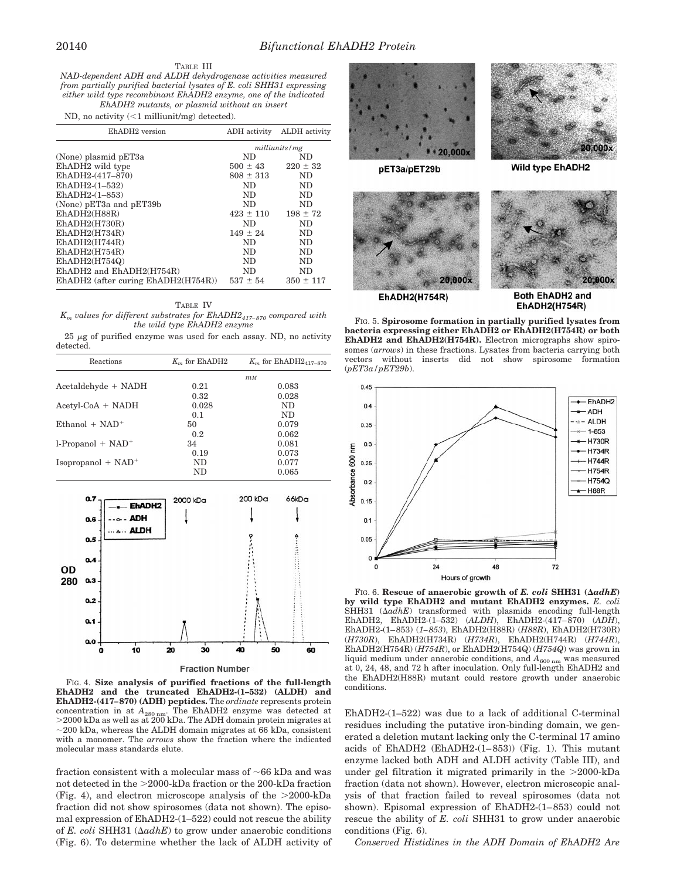TABLE III

*NAD-dependent ADH and ALDH dehydrogenase activities measured from partially purified bacterial lysates of E. coli SHH31 expressing either wild type recombinant EhADH2 enzyme, one of the indicated EhADH2 mutants, or plasmid without an insert*

ND, no activity (<1 milliunit/mg) detected).

| EhADH2 version | ADH activity | ALDH activity |
|---|---|---|
| | *milliunits/mg* | |
| (None) plasmid pET3a | ND | ND |
| EhADH2 wild type | 500 ± 43 | 220 ± 32 |
| EhADH2-(417–870) | 808 ± 313 | ND |
| EhADH2-(1–532) | ND | ND |
| EhADH2-(1–853) | ND | ND |
| (None) pET3a and pET39b | ND | ND |
| EhADH2(H88R) | 423 ± 110 | 198 ± 72 |
| EhADH2(H730R) | ND | ND |
| EhADH2(H734R) | 149 ± 24 | ND |
| EhADH2(H744R) | ND | ND |
| EhADH2(H754R) | ND | ND |
| EhADH2(H754Q) | ND | ND |
| EhADH2 and EhADH2(H754R) | ND | ND |
| EhADH2 (after curing EhADH2(H754R)) | 537 ± 54 | 350 ± 117 |

TABLE IV

*$K_m$ values for different substrates for $EhADH2_{417-870}$ compared with the wild type EhADH2 enzyme*

25 μg of purified enzyme was used for each assay. ND, no activity detected.

| Reactions | $K_m$ for EhADH2 | $K_m$ for $EhADH2_{417-870}$ |
|---|---|---|
| | *mM* | |
| Acetaldehyde + NADH | 0.21 | 0.083 |
| | 0.32 | 0.028 |
| Acetyl-CoA + NADH | 0.028 | ND |
| | 0.1 | ND |
| Ethanol + $NAD^+$ | 50 | 0.079 |
| | 0.2 | 0.062 |
| l-Propanol + $NAD^+$ | 34 | 0.081 |
| | 0.19 | 0.073 |
| Isopropanol + $NAD^+$ | ND | 0.077 |
| | ND | 0.065 |

FIG. 4. **Size analysis of purified fractions of the full-length EhADH2 and the truncated EhADH2-(1–532) (ALDH) and EhADH2-(417–870) (ADH) peptides.** The *ordinate* represents protein concentration in at $A_{280\text{ nm}}$. The EhADH2 enzyme was detected at >2000 kDa as well as at 200 kDa. The ADH domain protein migrates at ~200 kDa, whereas the ALDH domain migrates at 66 kDa, consistent with a monomer. The *arrows* show the fraction where the indicated molecular mass standards elute.

FIG. 5. **Spirosome formation in partially purified lysates from bacteria expressing either EhADH2 or EhADH2(H754R) or both EhADH2 and EhADH2(H754R).** Electron micrographs show spirosomes (*arrows*) in these fractions. Lysates from bacteria carrying both vectors without inserts did not show spirosome formation (*pET3a/pET29b*).

FIG. 6. **Rescue of anaerobic growth of *E. coli* SHH31 (Δ*adhE*) by wild type EhADH2 and mutant EhADH2 enzymes.** *E. coli* SHH31 (Δ*adhE*) transformed with plasmids encoding full-length EhADH2, EhADH2-(1–532) (*ALDH*), EhADH2-(417–870) (*ADH*), EhADH2-(1–853) (*1–853*), EhADH2(H88R) (*H88R*), EhADH2(H730R) (*H730R*), EhADH2(H734R) (*H734R*), EhADH2(H744R) (*H744R*), EhADH2(H754R) (*H754R*), or EhADH2(H754Q) (*H754Q*) was grown in liquid medium under anaerobic conditions, and $A_{600\text{ nm}}$ was measured at 0, 24, 48, and 72 h after inoculation. Only full-length EhADH2 and the EhADH2(H88R) mutant could restore growth under anaerobic conditions.

fraction consistent with a molecular mass of ~66 kDa and was not detected in the >2000-kDa fraction or the 200-kDa fraction (Fig. 4), and electron microscope analysis of the >2000-kDa fraction did not show spirosomes (data not shown). The episomal expression of EhADH2-(1–522) could not rescue the ability of *E. coli* SHH31 (Δ*adhE*) to grow under anaerobic conditions (Fig. 6). To determine whether the lack of ALDH activity of EhADH2-(1–522) was due to a lack of additional C-terminal residues including the putative iron-binding domain, we generated a deletion mutant lacking only the C-terminal 17 amino acids of EhADH2 (EhADH2-(1–853)) (Fig. 1). This mutant enzyme lacked both ADH and ALDH activity (Table III), and under gel filtration it migrated primarily in the >2000-kDa fraction (data not shown). However, electron microscopic analysis of that fraction failed to reveal spirosomes (data not shown). Episomal expression of EhADH2-(1–853) could not rescue the ability of *E. coli* SHH31 to grow under anaerobic conditions (Fig. 6).

*Conserved Histidines in the ADH Domain of EhADH2 Are*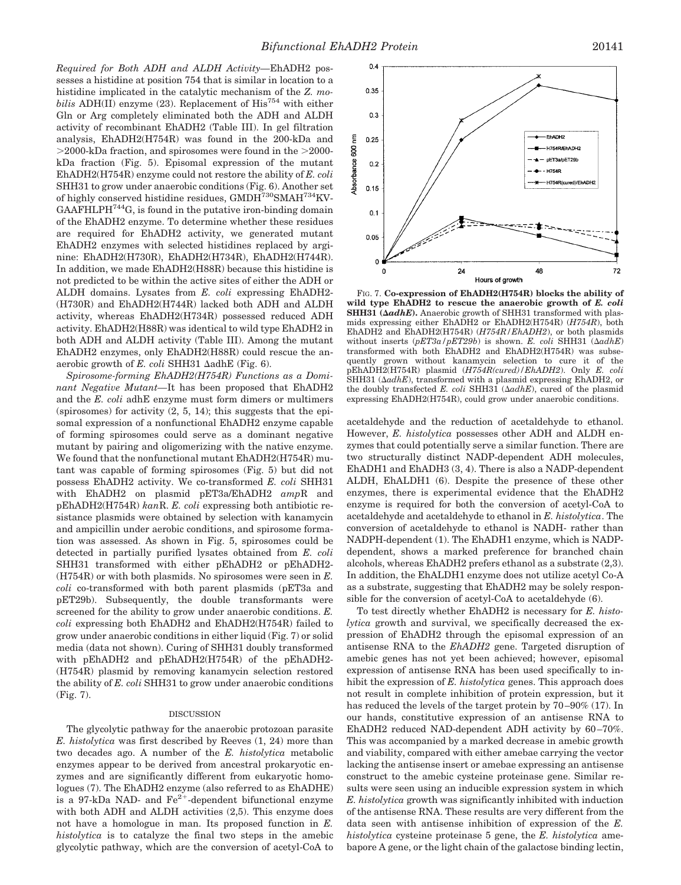*Required for Both ADH and ALDH Activity*—EhADH2 possesses a histidine at position 754 that is similar in location to a histidine implicated in the catalytic mechanism of the *Z. mobilis* ADH(II) enzyme (23). Replacement of His[754] with either Gln or Arg completely eliminated both the ADH and ALDH activity of recombinant EhADH2 (Table III). In gel filtration analysis, EhADH2(H754R) was found in the 200-kDa and >2000-kDa fraction, and spirosomes were found in the >2000-kDa fraction (Fig. 5). Episomal expression of the mutant EhADH2(H754R) enzyme could not restore the ability of *E. coli* SHH31 to grow under anaerobic conditions (Fig. 6). Another set of highly conserved histidine residues, GMDH[730]SMAH[734]KVGAAFHLPH[744]G, is found in the putative iron-binding domain of the EhADH2 enzyme. To determine whether these residues are required for EhADH2 activity, we generated mutant EhADH2 enzymes with selected histidines replaced by arginine: EhADH2(H730R), EhADH2(H734R), EhADH2(H744R). In addition, we made EhADH2(H88R) because this histidine is not predicted to be within the active sites of either the ADH or ALDH domains. Lysates from *E. coli* expressing EhADH2-(H730R) and EhADH2(H744R) lacked both ADH and ALDH activity, whereas EhADH2(H734R) possessed reduced ADH activity. EhADH2(H88R) was identical to wild type EhADH2 in both ADH and ALDH activity (Table III). Among the mutant EhADH2 enzymes, only EhADH2(H88R) could rescue the anaerobic growth of *E. coli* SHH31 ΔadhE (Fig. 6).

*Spirosome-forming EhADH2(H754R) Functions as a Dominant Negative Mutant*—It has been proposed that EhADH2 and the *E. coli* adhE enzyme must form dimers or multimers (spirosomes) for activity (2, 5, 14); this suggests that the episomal expression of a nonfunctional EhADH2 enzyme capable of forming spirosomes could serve as a dominant negative mutant by pairing and oligomerizing with the native enzyme. We found that the nonfunctional mutant EhADH2(H754R) mutant was capable of forming spirosomes (Fig. 5) but did not possess EhADH2 activity. We co-transformed *E. coli* SHH31 with EhADH2 on plasmid pET3a/EhADH2 *amp*R and pEhADH2(H754R) *kan*R. *E. coli* expressing both antibiotic resistance plasmids were obtained by selection with kanamycin and ampicillin under aerobic conditions, and spirosome formation was assessed. As shown in Fig. 5, spirosomes could be detected in partially purified lysates obtained from *E. coli* SHH31 transformed with either pEhADH2 or pEhADH2-(H754R) or with both plasmids. No spirosomes were seen in *E. coli* co-transformed with both parent plasmids (pET3a and pET29b). Subsequently, the double transformants were screened for the ability to grow under anaerobic conditions. *E. coli* expressing both EhADH2 and EhADH2(H754R) failed to grow under anaerobic conditions in either liquid (Fig. 7) or solid media (data not shown). Curing of SHH31 doubly transformed with pEhADH2 and pEhADH2(H754R) of the pEhADH2-(H754R) plasmid by removing kanamycin selection restored the ability of *E. coli* SHH31 to grow under anaerobic conditions (Fig. 7).

## DISCUSSION

The glycolytic pathway for the anaerobic protozoan parasite *E. histolytica* was first described by Reeves (1, 24) more than two decades ago. A number of the *E. histolytica* metabolic enzymes appear to be derived from ancestral prokaryotic enzymes and are significantly different from eukaryotic homologues (7). The EhADH2 enzyme (also referred to as EhADHE) is a 97-kDa NAD- and $Fe^{2+}$-dependent bifunctional enzyme with both ADH and ALDH activities (2,5). This enzyme does not have a homologue in man. Its proposed function in *E. histolytica* is to catalyze the final two steps in the amebic glycolytic pathway, which are the conversion of acetyl-CoA to acetaldehyde and the reduction of acetaldehyde to ethanol. However, *E. histolytica* possesses other ADH and ALDH enzymes that could potentially serve a similar function. There are two structurally distinct NADP-dependent ADH molecules, EhADH1 and EhADH3 (3, 4). There is also a NADP-dependent ALDH, EhALDH1 (6). Despite the presence of these other enzymes, there is experimental evidence that the EhADH2 enzyme is required for both the conversion of acetyl-CoA to acetaldehyde and acetaldehyde to ethanol in *E. histolytica*. The conversion of acetaldehyde to ethanol is NADH- rather than NADPH-dependent (1). The EhADH1 enzyme, which is NADP-dependent, shows a marked preference for branched chain alcohols, whereas EhADH2 prefers ethanol as a substrate (2,3). In addition, the EhALDH1 enzyme does not utilize acetyl Co-A as a substrate, suggesting that EhADH2 may be solely responsible for the conversion of acetyl-CoA to acetaldehyde (6).

To test directly whether EhADH2 is necessary for *E. histolytica* growth and survival, we specifically decreased the expression of EhADH2 through the episomal expression of an antisense RNA to the *EhADH2* gene. Targeted disruption of amebic genes has not yet been achieved; however, episomal expression of antisense RNA has been used specifically to inhibit the expression of *E. histolytica* genes. This approach does not result in complete inhibition of protein expression, but it has reduced the levels of the target protein by 70–90% (17). In our hands, constitutive expression of an antisense RNA to EhADH2 reduced NAD-dependent ADH activity by 60–70%. This was accompanied by a marked decrease in amebic growth and viability, compared with either amebae carrying the vector lacking the antisense insert or amebae expressing an antisense construct to the amebic cysteine proteinase gene. Similar results were seen using an inducible expression system in which *E. histolytica* growth was significantly inhibited with induction of the antisense RNA. These results are very different from the data seen with antisense inhibition of expression of the *E. histolytica* cysteine proteinase 5 gene, the *E. histolytica* amebapore A gene, or the light chain of the galactose binding lectin,

**FIG. 7. Co-expression of EhADH2(H754R) blocks the ability of wild type EhADH2 to rescue the anaerobic growth of *E. coli* SHH31 (Δ*adhE*).** Anaerobic growth of SHH31 transformed with plasmids expressing either EhADH2 or EhADH2(H754R) (*H754R*), both EhADH2 and EhADH2(H754R) (*H754R/EhADH2*), or both plasmids without inserts (*pET3a/pET29b*) is shown. *E. coli* SHH31 (Δ*adhE*) transformed with both EhADH2 and EhADH2(H754R) was subsequently grown without kanamycin selection to cure it of the pEhADH2(H754R) plasmid (*H754R(cured)/EhADH2*). Only *E. coli* SHH31 (Δ*adhE*), transformed with a plasmid expressing EhADH2, or the doubly transfected *E. coli* SHH31 (Δ*adhE*), cured of the plasmid expressing EhADH2(H754R), could grow under anaerobic conditions.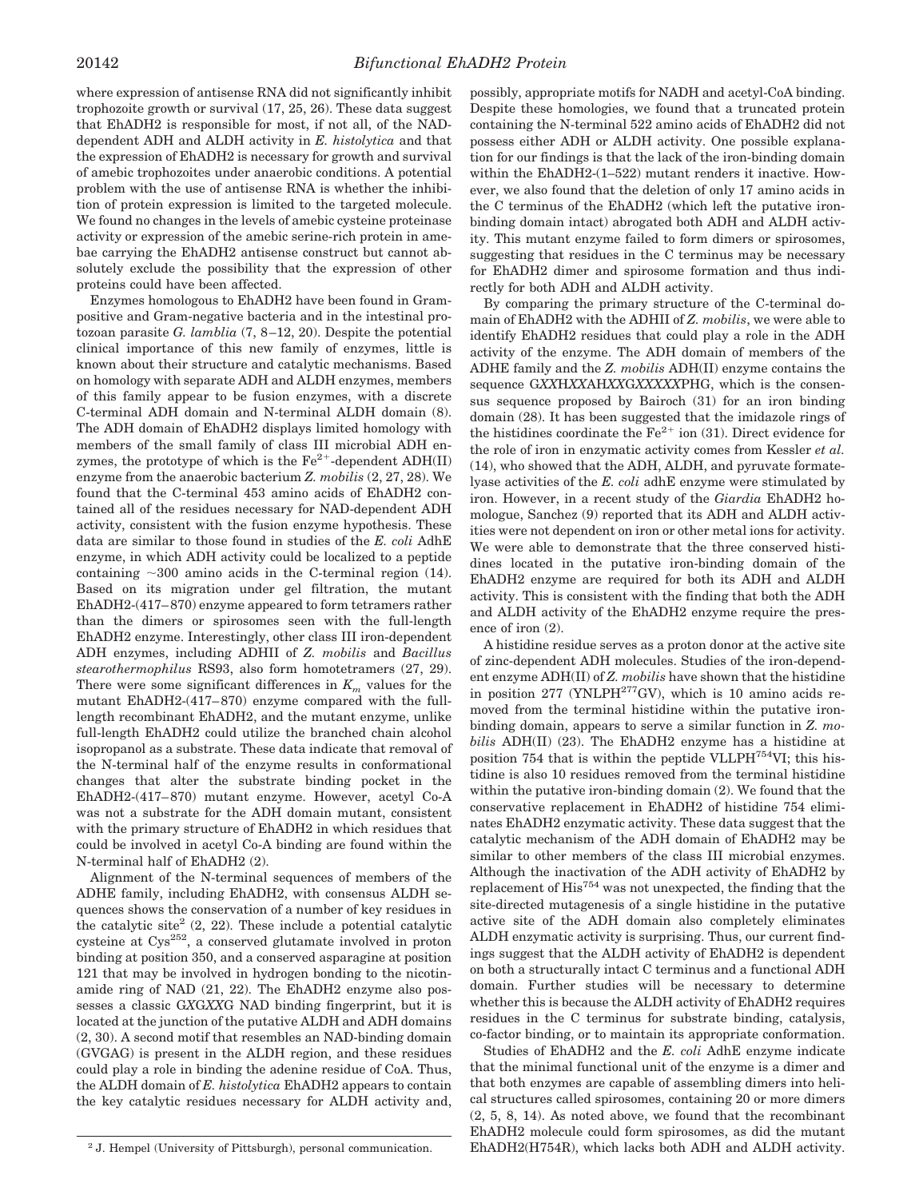where expression of antisense RNA did not significantly inhibit trophozoite growth or survival (17, 25, 26). These data suggest that EhADH2 is responsible for most, if not all, of the NAD-dependent ADH and ALDH activity in *E. histolytica* and that the expression of EhADH2 is necessary for growth and survival of amebic trophozoites under anaerobic conditions. A potential problem with the use of antisense RNA is whether the inhibition of protein expression is limited to the targeted molecule. We found no changes in the levels of amebic cysteine proteinase activity or expression of the amebic serine-rich protein in amebae carrying the EhADH2 antisense construct but cannot absolutely exclude the possibility that the expression of other proteins could have been affected.

Enzymes homologous to EhADH2 have been found in Gram-positive and Gram-negative bacteria and in the intestinal protozoan parasite *G. lamblia* (7, 8–12, 20). Despite the potential clinical importance of this new family of enzymes, little is known about their structure and catalytic mechanisms. Based on homology with separate ADH and ALDH enzymes, members of this family appear to be fusion enzymes, with a discrete C-terminal ADH domain and N-terminal ALDH domain (8). The ADH domain of EhADH2 displays limited homology with members of the small family of class III microbial ADH enzymes, the prototype of which is the $Fe^{2+}$-dependent ADH(II) enzyme from the anaerobic bacterium *Z. mobilis* (2, 27, 28). We found that the C-terminal 453 amino acids of EhADH2 contained all of the residues necessary for NAD-dependent ADH activity, consistent with the fusion enzyme hypothesis. These data are similar to those found in studies of the *E. coli* AdhE enzyme, in which ADH activity could be localized to a peptide containing ~300 amino acids in the C-terminal region (14). Based on its migration under gel filtration, the mutant EhADH2-(417–870) enzyme appeared to form tetramers rather than the dimers or spirosomes seen with the full-length EhADH2 enzyme. Interestingly, other class III iron-dependent ADH enzymes, including ADHII of *Z. mobilis* and *Bacillus stearothermophilus* RS93, also form homotetramers (27, 29). There were some significant differences in $K_m$ values for the mutant EhADH2-(417–870) enzyme compared with the full-length recombinant EhADH2, and the mutant enzyme, unlike full-length EhADH2 could utilize the branched chain alcohol isopropanol as a substrate. These data indicate that removal of the N-terminal half of the enzyme results in conformational changes that alter the substrate binding pocket in the EhADH2-(417–870) mutant enzyme. However, acetyl Co-A was not a substrate for the ADH domain mutant, consistent with the primary structure of EhADH2 in which residues that could be involved in acetyl Co-A binding are found within the N-terminal half of EhADH2 (2).

Alignment of the N-terminal sequences of members of the ADHE family, including EhADH2, with consensus ALDH sequences shows the conservation of a number of key residues in the catalytic site[2] (2, 22). These include a potential catalytic cysteine at Cys[252], a conserved glutamate involved in proton binding at position 350, and a conserved asparagine at position 121 that may be involved in hydrogen bonding to the nicotinamide ring of NAD (21, 22). The EhADH2 enzyme also possesses a classic G*X*G*XX*G NAD binding fingerprint, but it is located at the junction of the putative ALDH and ADH domains (2, 30). A second motif that resembles an NAD-binding domain (GVGAG) is present in the ALDH region, and these residues could play a role in binding the adenine residue of CoA. Thus, the ALDH domain of *E. histolytica* EhADH2 appears to contain the key catalytic residues necessary for ALDH activity and, possibly, appropriate motifs for NADH and acetyl-CoA binding. Despite these homologies, we found that a truncated protein containing the N-terminal 522 amino acids of EhADH2 did not possess either ADH or ALDH activity. One possible explanation for our findings is that the lack of the iron-binding domain within the EhADH2-(1–522) mutant renders it inactive. However, we also found that the deletion of only 17 amino acids in the C terminus of the EhADH2 (which left the putative iron-binding domain intact) abrogated both ADH and ALDH activity. This mutant enzyme failed to form dimers or spirosomes, suggesting that residues in the C terminus may be necessary for EhADH2 dimer and spirosome formation and thus indirectly for both ADH and ALDH activity.

By comparing the primary structure of the C-terminal domain of EhADH2 with the ADHII of *Z. mobilis*, we were able to identify EhADH2 residues that could play a role in the ADH activity of the enzyme. The ADH domain of members of the ADHE family and the *Z. mobilis* ADH(II) enzyme contains the sequence G*XX*H*XX*AH*XX*G*XXXXX*PHG, which is the consensus sequence proposed by Bairoch (31) for an iron binding domain (28). It has been suggested that the imidazole rings of the histidines coordinate the $Fe^{2+}$ ion (31). Direct evidence for the role of iron in enzymatic activity comes from Kessler *et al.* (14), who showed that the ADH, ALDH, and pyruvate formate-lyase activities of the *E. coli* adhE enzyme were stimulated by iron. However, in a recent study of the *Giardia* EhADH2 homologue, Sanchez (9) reported that its ADH and ALDH activities were not dependent on iron or other metal ions for activity. We were able to demonstrate that the three conserved histidines located in the putative iron-binding domain of the EhADH2 enzyme are required for both its ADH and ALDH activity. This is consistent with the finding that both the ADH and ALDH activity of the EhADH2 enzyme require the presence of iron (2).

A histidine residue serves as a proton donor at the active site of zinc-dependent ADH molecules. Studies of the iron-dependent enzyme ADH(II) of *Z. mobilis* have shown that the histidine in position 277 (YNLPH[277]GV), which is 10 amino acids removed from the terminal histidine within the putative iron-binding domain, appears to serve a similar function in *Z. mobilis* ADH(II) (23). The EhADH2 enzyme has a histidine at position 754 that is within the peptide VLLPH[754]VI; this histidine is also 10 residues removed from the terminal histidine within the putative iron-binding domain (2). We found that the conservative replacement in EhADH2 of histidine 754 eliminates EhADH2 enzymatic activity. These data suggest that the catalytic mechanism of the ADH domain of EhADH2 may be similar to other members of the class III microbial enzymes. Although the inactivation of the ADH activity of EhADH2 by replacement of His[754] was not unexpected, the finding that the site-directed mutagenesis of a single histidine in the putative active site of the ADH domain also completely eliminates ALDH enzymatic activity is surprising. Thus, our current findings suggest that the ALDH activity of EhADH2 is dependent on both a structurally intact C terminus and a functional ADH domain. Further studies will be necessary to determine whether this is because the ALDH activity of EhADH2 requires residues in the C terminus for substrate binding, catalysis, co-factor binding, or to maintain its appropriate conformation.

Studies of EhADH2 and the *E. coli* AdhE enzyme indicate that the minimal functional unit of the enzyme is a dimer and that both enzymes are capable of assembling dimers into helical structures called spirosomes, containing 20 or more dimers (2, 5, 8, 14). As noted above, we found that the recombinant EhADH2 molecule could form spirosomes, as did the mutant EhADH2(H754R), which lacks both ADH and ALDH activity.

[2] J. Hempel (University of Pittsburgh), personal communication.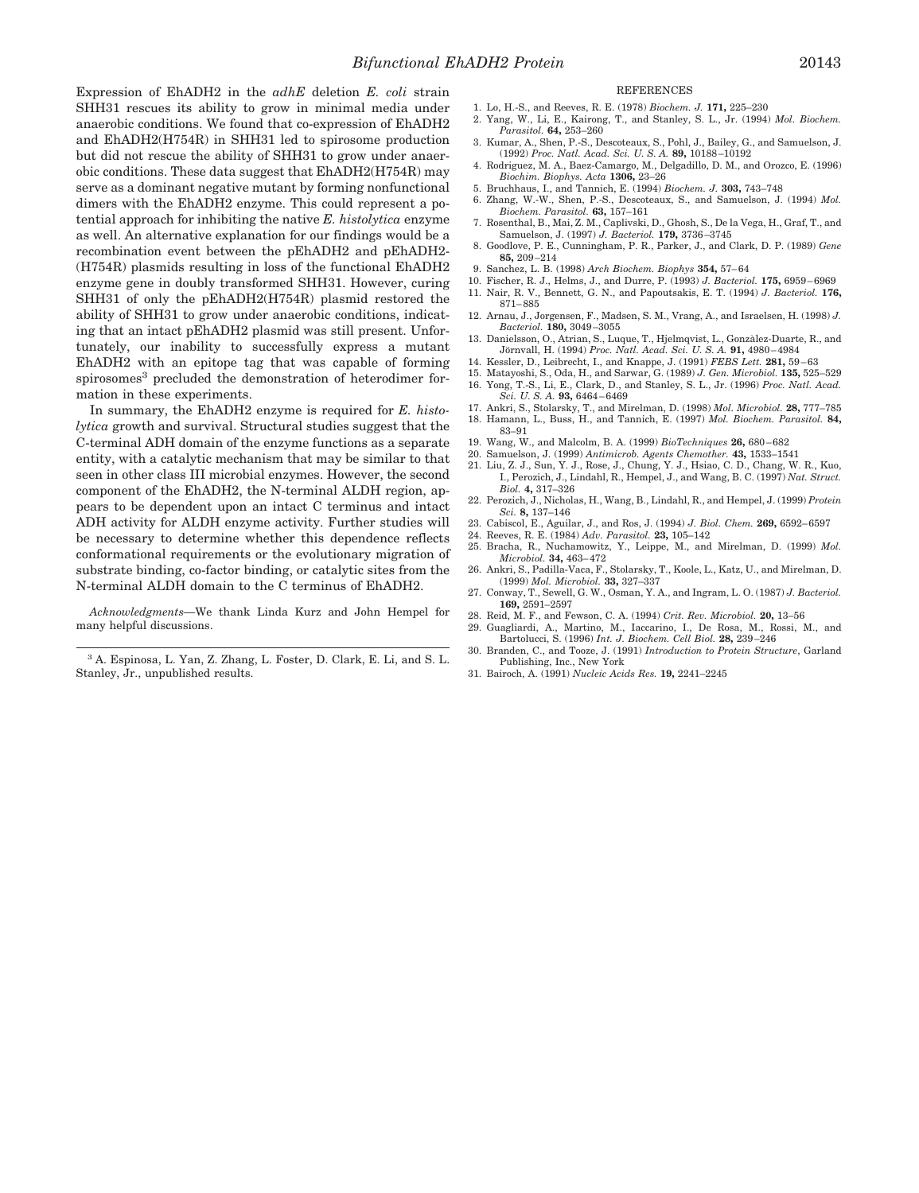Expression of EhADH2 in the *adhE* deletion *E. coli* strain SHH31 rescues its ability to grow in minimal media under anaerobic conditions. We found that co-expression of EhADH2 and EhADH2(H754R) in SHH31 led to spirosome production but did not rescue the ability of SHH31 to grow under anaerobic conditions. These data suggest that EhADH2(H754R) may serve as a dominant negative mutant by forming nonfunctional dimers with the EhADH2 enzyme. This could represent a potential approach for inhibiting the native *E. histolytica* enzyme as well. An alternative explanation for our findings would be a recombination event between the pEhADH2 and pEhADH2-(H754R) plasmids resulting in loss of the functional EhADH2 enzyme gene in doubly transformed SHH31. However, curing SHH31 of only the pEhADH2(H754R) plasmid restored the ability of SHH31 to grow under anaerobic conditions, indicating that an intact pEhADH2 plasmid was still present. Unfortunately, our inability to successfully express a mutant EhADH2 with an epitope tag that was capable of forming spirosomes[3] precluded the demonstration of heterodimer formation in these experiments.

In summary, the EhADH2 enzyme is required for *E. histolytica* growth and survival. Structural studies suggest that the C-terminal ADH domain of the enzyme functions as a separate entity, with a catalytic mechanism that may be similar to that seen in other class III microbial enzymes. However, the second component of the EhADH2, the N-terminal ALDH region, appears to be dependent upon an intact C terminus and intact ADH activity for ALDH enzyme activity. Further studies will be necessary to determine whether this dependence reflects conformational requirements or the evolutionary migration of substrate binding, co-factor binding, or catalytic sites from the N-terminal ALDH domain to the C terminus of EhADH2.

*Acknowledgments*—We thank Linda Kurz and John Hempel for many helpful discussions.

[3] A. Espinosa, L. Yan, Z. Zhang, L. Foster, D. Clark, E. Li, and S. L. Stanley, Jr., unpublished results.

## REFERENCES

1. Lo, H.-S., and Reeves, R. E. (1978) *Biochem. J.* **171,** 225–230
2. Yang, W., Li, E., Kairong, T., and Stanley, S. L., Jr. (1994) *Mol. Biochem. Parasitol.* **64,** 253–260
3. Kumar, A., Shen, P.-S., Descoteaux, S., Pohl, J., Bailey, G., and Samuelson, J. (1992) *Proc. Natl. Acad. Sci. U. S. A.* **89,** 10188–10192
4. Rodriguez, M. A., Baez-Camargo, M., Delgadillo, D. M., and Orozco, E. (1996) *Biochim. Biophys. Acta* **1306,** 23–26
5. Bruchhaus, I., and Tannich, E. (1994) *Biochem. J.* **303,** 743–748
6. Zhang, W.-W., Shen, P.-S., Descoteaux, S., and Samuelson, J. (1994) *Mol. Biochem. Parasitol.* **63,** 157–161
7. Rosenthal, B., Mai, Z. M., Caplivski, D., Ghosh, S., De la Vega, H., Graf, T., and Samuelson, J. (1997) *J. Bacteriol.* **179,** 3736–3745
8. Goodlove, P. E., Cunningham, P. R., Parker, J., and Clark, D. P. (1989) *Gene* **85,** 209–214
9. Sanchez, L. B. (1998) *Arch Biochem. Biophys* **354,** 57–64
10. Fischer, R. J., Helms, J., and Durre, P. (1993) *J. Bacteriol.* **175,** 6959–6969
11. Nair, R. V., Bennett, G. N., and Papoutsakis, E. T. (1994) *J. Bacteriol.* **176,** 871–885
12. Arnau, J., Jorgensen, F., Madsen, S. M., Vrang, A., and Israelsen, H. (1998) *J. Bacteriol.* **180,** 3049–3055
13. Danielsson, O., Atrian, S., Luque, T., Hjelmqvist, L., Gonzàlez-Duarte, R., and Jörnvall, H. (1994) *Proc. Natl. Acad. Sci. U. S. A.* **91,** 4980–4984
14. Kessler, D., Leibrecht, I., and Knappe, J. (1991) *FEBS Lett.* **281,** 59–63
15. Matayoshi, S., Oda, H., and Sarwar, G. (1989) *J. Gen. Microbiol.* **135,** 525–529
16. Yong, T.-S., Li, E., Clark, D., and Stanley, S. L., Jr. (1996) *Proc. Natl. Acad. Sci. U. S. A.* **93,** 6464–6469
17. Ankri, S., Stolarsky, T., and Mirelman, D. (1998) *Mol. Microbiol.* **28,** 777–785
18. Hamann, L., Buss, H., and Tannich, E. (1997) *Mol. Biochem. Parasitol.* **84,** 83–91
19. Wang, W., and Malcolm, B. A. (1999) *BioTechniques* **26,** 680–682
20. Samuelson, J. (1999) *Antimicrob. Agents Chemother.* **43,** 1533–1541
21. Liu, Z. J., Sun, Y. J., Rose, J., Chung, Y. J., Hsiao, C. D., Chang, W. R., Kuo, I., Perozich, J., Lindahl, R., Hempel, J., and Wang, B. C. (1997) *Nat. Struct. Biol.* **4,** 317–326
22. Perozich, J., Nicholas, H., Wang, B., Lindahl, R., and Hempel, J. (1999) *Protein Sci.* **8,** 137–146
23. Cabiscol, E., Aguilar, J., and Ros, J. (1994) *J. Biol. Chem.* **269,** 6592–6597
24. Reeves, R. E. (1984) *Adv. Parasitol.* **23,** 105–142
25. Bracha, R., Nuchamowitz, Y., Leippe, M., and Mirelman, D. (1999) *Mol. Microbiol.* **34,** 463–472
26. Ankri, S., Padilla-Vaca, F., Stolarsky, T., Koole, L., Katz, U., and Mirelman, D. (1999) *Mol. Microbiol.* **33,** 327–337
27. Conway, T., Sewell, G. W., Osman, Y. A., and Ingram, L. O. (1987) *J. Bacteriol.* **169,** 2591–2597
28. Reid, M. F., and Fewson, C. A. (1994) *Crit. Rev. Microbiol.* **20,** 13–56
29. Guagliardi, A., Martino, M., Iaccarino, I., De Rosa, M., Rossi, M., and Bartolucci, S. (1996) *Int. J. Biochem. Cell Biol.* **28,** 239–246
30. Branden, C., and Tooze, J. (1991) *Introduction to Protein Structure*, Garland Publishing, Inc., New York
31. Bairoch, A. (1991) *Nucleic Acids Res.* **19,** 2241–2245